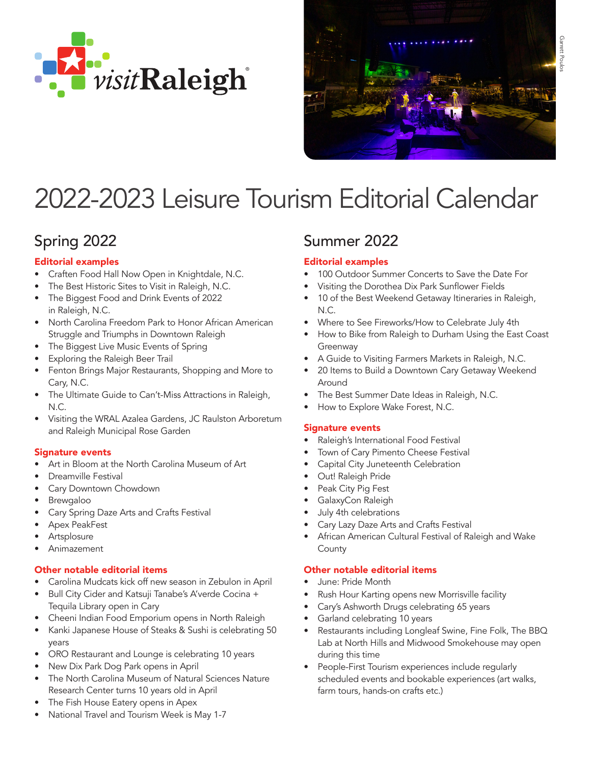visitRaleigh

# 2022-2023 Leisure Tourism Editorial Calendar

## Spring 2022

### Editorial examples

- Craften Food Hall Now Open in Knightdale, N.C.
- The Best Historic Sites to Visit in Raleigh, N.C.
- The Biggest Food and Drink Events of 2022 in Raleigh, N.C.
- North Carolina Freedom Park to Honor African American Struggle and Triumphs in Downtown Raleigh
- The Biggest Live Music Events of Spring
- Exploring the Raleigh Beer Trail
- Fenton Brings Major Restaurants, Shopping and More to Cary, N.C.
- The Ultimate Guide to Can't-Miss Attractions in Raleigh, N.C.
- Visiting the WRAL Azalea Gardens, JC Raulston Arboretum and Raleigh Municipal Rose Garden

### Signature events

- Art in Bloom at the North Carolina Museum of Art
- Dreamville Festival
- Cary Downtown Chowdown
- Brewgaloo
- Cary Spring Daze Arts and Crafts Festival
- Apex PeakFest
- Artsplosure
- Animazement

### Other notable editorial items

- Carolina Mudcats kick off new season in Zebulon in April
- Bull City Cider and Katsuji Tanabe's A'verde Cocina + Tequila Library open in Cary
- Cheeni Indian Food Emporium opens in North Raleigh
- Kanki Japanese House of Steaks & Sushi is celebrating 50 years
- ORO Restaurant and Lounge is celebrating 10 years
- New Dix Park Dog Park opens in April
- The North Carolina Museum of Natural Sciences Nature Research Center turns 10 years old in April
- The Fish House Eatery opens in Apex
- National Travel and Tourism Week is May 1-7

## Summer 2022

### Editorial examples

- 100 Outdoor Summer Concerts to Save the Date For
- Visiting the Dorothea Dix Park Sunflower Fields
- 10 of the Best Weekend Getaway Itineraries in Raleigh, N.C.
- Where to See Fireworks/How to Celebrate July 4th
- How to Bike from Raleigh to Durham Using the East Coast Greenway
- A Guide to Visiting Farmers Markets in Raleigh, N.C.
- 20 Items to Build a Downtown Cary Getaway Weekend Around
- The Best Summer Date Ideas in Raleigh, N.C.
- How to Explore Wake Forest, N.C.

### Signature events

- Raleigh's International Food Festival
- Town of Cary Pimento Cheese Festival
- Capital City Juneteenth Celebration
- Out! Raleigh Pride
- Peak City Pig Fest
- GalaxyCon Raleigh
- July 4th celebrations
- Cary Lazy Daze Arts and Crafts Festival
- African American Cultural Festival of Raleigh and Wake County

### Other notable editorial items

- June: Pride Month
- Rush Hour Karting opens new Morrisville facility
- Cary's Ashworth Drugs celebrating 65 years
- Garland celebrating 10 years
- Restaurants including Longleaf Swine, Fine Folk, The BBQ Lab at North Hills and Midwood Smokehouse may open during this time
- People-First Tourism experiences include regularly scheduled events and bookable experiences (art walks, farm tours, hands-on crafts etc.)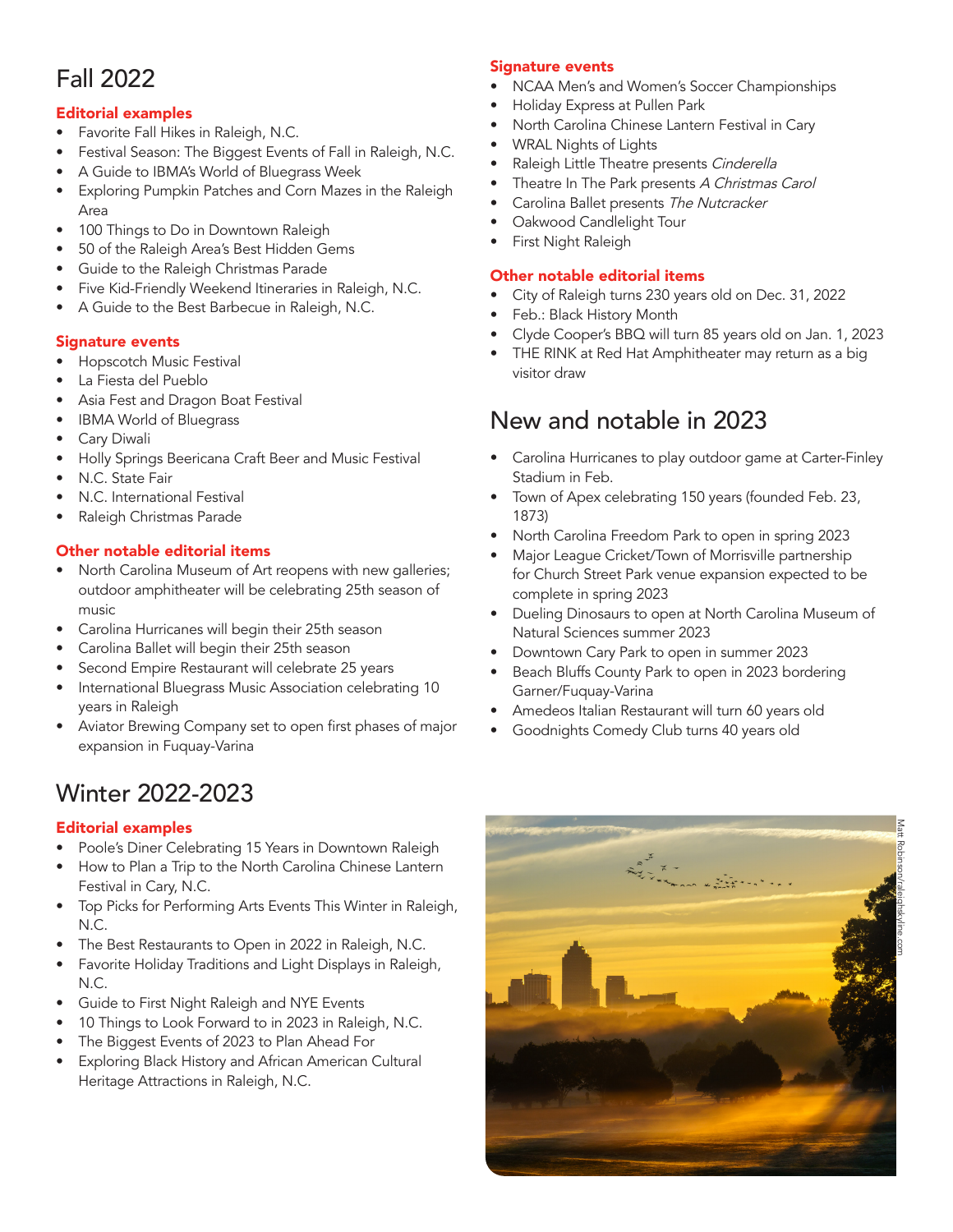## Fall 2022

### Editorial examples

- Favorite Fall Hikes in Raleigh, N.C.
- Festival Season: The Biggest Events of Fall in Raleigh, N.C.
- A Guide to IBMA's World of Bluegrass Week
- Exploring Pumpkin Patches and Corn Mazes in the Raleigh Area
- 100 Things to Do in Downtown Raleigh
- 50 of the Raleigh Area's Best Hidden Gems
- Guide to the Raleigh Christmas Parade
- Five Kid-Friendly Weekend Itineraries in Raleigh, N.C.
- A Guide to the Best Barbecue in Raleigh, N.C.

### Signature events

- Hopscotch Music Festival
- La Fiesta del Pueblo
- Asia Fest and Dragon Boat Festival
- IBMA World of Bluegrass
- Cary Diwali
- Holly Springs Beericana Craft Beer and Music Festival
- N.C. State Fair
- N.C. International Festival
- Raleigh Christmas Parade

### Other notable editorial items

- North Carolina Museum of Art reopens with new galleries; outdoor amphitheater will be celebrating 25th season of music
- Carolina Hurricanes will begin their 25th season
- Carolina Ballet will begin their 25th season
- Second Empire Restaurant will celebrate 25 years
- International Bluegrass Music Association celebrating 10 years in Raleigh
- Aviator Brewing Company set to open first phases of major expansion in Fuquay-Varina

## Winter 2022-2023

### Editorial examples

- Poole's Diner Celebrating 15 Years in Downtown Raleigh
- How to Plan a Trip to the North Carolina Chinese Lantern Festival in Cary, N.C.
- Top Picks for Performing Arts Events This Winter in Raleigh, N.C.
- The Best Restaurants to Open in 2022 in Raleigh, N.C.
- Favorite Holiday Traditions and Light Displays in Raleigh, N.C.
- Guide to First Night Raleigh and NYE Events
- 10 Things to Look Forward to in 2023 in Raleigh, N.C.
- The Biggest Events of 2023 to Plan Ahead For
- Exploring Black History and African American Cultural Heritage Attractions in Raleigh, N.C.

### Signature events

- NCAA Men's and Women's Soccer Championships
- Holiday Express at Pullen Park
- North Carolina Chinese Lantern Festival in Cary
- WRAL Nights of Lights
- Raleigh Little Theatre presents *Cinderella*
- Theatre In The Park presents *A Christmas Carol*
- Carolina Ballet presents *The Nutcracker*
- Oakwood Candlelight Tour
- First Night Raleigh

### Other notable editorial items

- City of Raleigh turns 230 years old on Dec. 31, 2022
- Feb.: Black History Month
- Clyde Cooper's BBQ will turn 85 years old on Jan. 1, 2023
- THE RINK at Red Hat Amphitheater may return as a big visitor draw

## New and notable in 2023

- Carolina Hurricanes to play outdoor game at Carter-Finley Stadium in Feb.
- Town of Apex celebrating 150 years (founded Feb. 23, 1873)
- North Carolina Freedom Park to open in spring 2023
- Major League Cricket/Town of Morrisville partnership for Church Street Park venue expansion expected to be complete in spring 2023
- Dueling Dinosaurs to open at North Carolina Museum of Natural Sciences summer 2023
- Downtown Cary Park to open in summer 2023
- Beach Bluffs County Park to open in 2023 bordering Garner/Fuquay-Varina
- Amedeos Italian Restaurant will turn 60 years old
- Goodnights Comedy Club turns 40 years old

Matt Robinson/raleighskyline.com